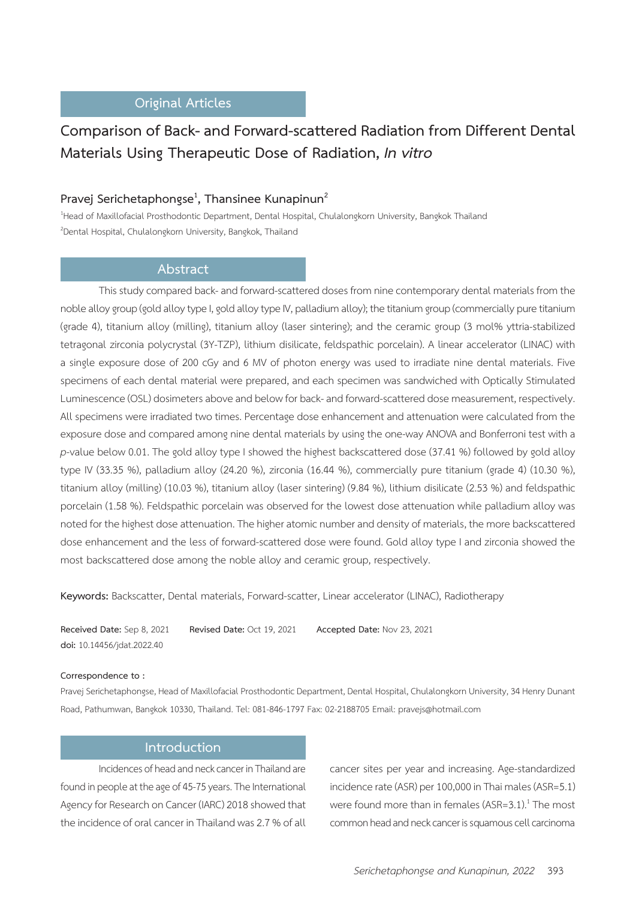## Original Articles

# Comparison of Back- and Forward-scattered Radiation from Different Dental Materials Using Therapeutic Dose of Radiation, *In vitro*

**Pravej Serichetaphongse[1], Thansinee Kunapinun[2]**

[1]Head of Maxillofacial Prosthodontic Department, Dental Hospital, Chulalongkorn University, Bangkok Thailand
[2]Dental Hospital, Chulalongkorn University, Bangkok, Thailand

## Abstract

This study compared back- and forward-scattered doses from nine contemporary dental materials from the noble alloy group (gold alloy type I, gold alloy type IV, palladium alloy); the titanium group (commercially pure titanium (grade 4), titanium alloy (milling), titanium alloy (laser sintering); and the ceramic group (3 mol% yttria-stabilized tetragonal zirconia polycrystal (3Y-TZP), lithium disilicate, feldspathic porcelain). A linear accelerator (LINAC) with a single exposure dose of 200 cGy and 6 MV of photon energy was used to irradiate nine dental materials. Five specimens of each dental material were prepared, and each specimen was sandwiched with Optically Stimulated Luminescence (OSL) dosimeters above and below for back- and forward-scattered dose measurement, respectively. All specimens were irradiated two times. Percentage dose enhancement and attenuation were calculated from the exposure dose and compared among nine dental materials by using the one-way ANOVA and Bonferroni test with a *p*-value below 0.01. The gold alloy type I showed the highest backscattered dose (37.41 %) followed by gold alloy type IV (33.35 %), palladium alloy (24.20 %), zirconia (16.44 %), commercially pure titanium (grade 4) (10.30 %), titanium alloy (milling) (10.03 %), titanium alloy (laser sintering) (9.84 %), lithium disilicate (2.53 %) and feldspathic porcelain (1.58 %). Feldspathic porcelain was observed for the lowest dose attenuation while palladium alloy was noted for the highest dose attenuation. The higher atomic number and density of materials, the more backscattered dose enhancement and the less of forward-scattered dose were found. Gold alloy type I and zirconia showed the most backscattered dose among the noble alloy and ceramic group, respectively.

**Keywords:** Backscatter, Dental materials, Forward-scatter, Linear accelerator (LINAC), Radiotherapy

**Received Date:** Sep 8, 2021 **Revised Date:** Oct 19, 2021 **Accepted Date:** Nov 23, 2021
**doi:** 10.14456/jdat.2022.40

**Correspondence to :**
Pravej Serichetaphongse, Head of Maxillofacial Prosthodontic Department, Dental Hospital, Chulalongkorn University, 34 Henry Dunant Road, Pathumwan, Bangkok 10330, Thailand. Tel: 081-846-1797 Fax: 02-2188705 Email: pravejs@hotmail.com

## Introduction

Incidences of head and neck cancer in Thailand are found in people at the age of 45-75 years. The International Agency for Research on Cancer (IARC) 2018 showed that the incidence of oral cancer in Thailand was 2.7 % of all cancer sites per year and increasing. Age-standardized incidence rate (ASR) per 100,000 in Thai males (ASR=5.1) were found more than in females (ASR=3.1).[1] The most common head and neck cancer is squamous cell carcinoma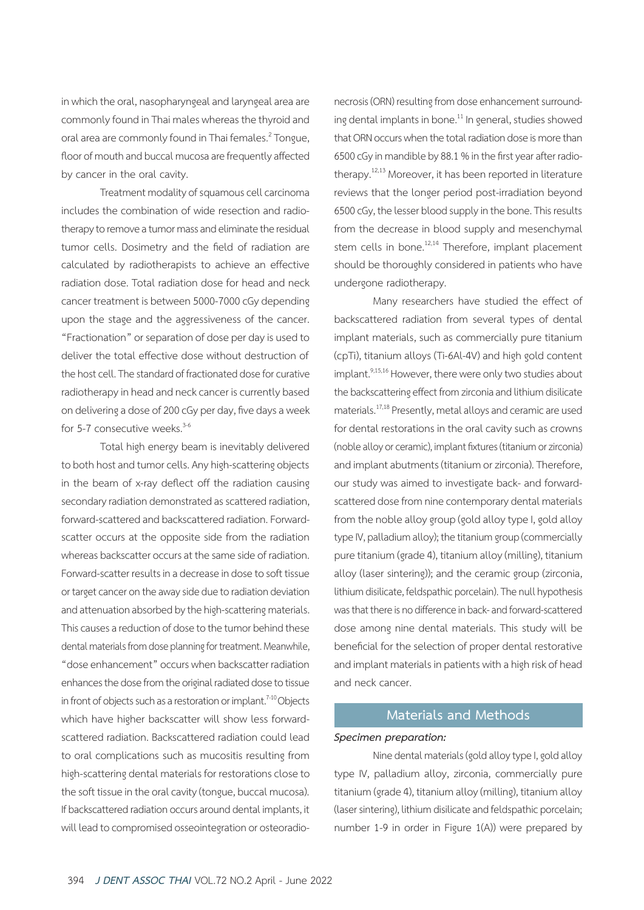in which the oral, nasopharyngeal and laryngeal area are commonly found in Thai males whereas the thyroid and oral area are commonly found in Thai females.[2] Tongue, floor of mouth and buccal mucosa are frequently affected by cancer in the oral cavity.

Treatment modality of squamous cell carcinoma includes the combination of wide resection and radiotherapy to remove a tumor mass and eliminate the residual tumor cells. Dosimetry and the field of radiation are calculated by radiotherapists to achieve an effective radiation dose. Total radiation dose for head and neck cancer treatment is between 5000-7000 cGy depending upon the stage and the aggressiveness of the cancer. "Fractionation" or separation of dose per day is used to deliver the total effective dose without destruction of the host cell. The standard of fractionated dose for curative radiotherapy in head and neck cancer is currently based on delivering a dose of 200 cGy per day, five days a week for 5-7 consecutive weeks.[3-6]

Total high energy beam is inevitably delivered to both host and tumor cells. Any high-scattering objects in the beam of x-ray deflect off the radiation causing secondary radiation demonstrated as scattered radiation, forward-scattered and backscattered radiation. Forward-scatter occurs at the opposite side from the radiation whereas backscatter occurs at the same side of radiation. Forward-scatter results in a decrease in dose to soft tissue or target cancer on the away side due to radiation deviation and attenuation absorbed by the high-scattering materials. This causes a reduction of dose to the tumor behind these dental materials from dose planning for treatment. Meanwhile, "dose enhancement" occurs when backscatter radiation enhances the dose from the original radiated dose to tissue in front of objects such as a restoration or implant.[7-10] Objects which have higher backscatter will show less forward-scattered radiation. Backscattered radiation could lead to oral complications such as mucositis resulting from high-scattering dental materials for restorations close to the soft tissue in the oral cavity (tongue, buccal mucosa). If backscattered radiation occurs around dental implants, it will lead to compromised osseointegration or osteoradionecrosis (ORN) resulting from dose enhancement surrounding dental implants in bone.[11] In general, studies showed that ORN occurs when the total radiation dose is more than 6500 cGy in mandible by 88.1 % in the first year after radiotherapy.[12,13] Moreover, it has been reported in literature reviews that the longer period post-irradiation beyond 6500 cGy, the lesser blood supply in the bone. This results from the decrease in blood supply and mesenchymal stem cells in bone.[12,14] Therefore, implant placement should be thoroughly considered in patients who have undergone radiotherapy.

Many researchers have studied the effect of backscattered radiation from several types of dental implant materials, such as commercially pure titanium (cpTi), titanium alloys (Ti-6Al-4V) and high gold content implant.[9,15,16] However, there were only two studies about the backscattering effect from zirconia and lithium disilicate materials.[17,18] Presently, metal alloys and ceramic are used for dental restorations in the oral cavity such as crowns (noble alloy or ceramic), implant fixtures (titanium or zirconia) and implant abutments (titanium or zirconia). Therefore, our study was aimed to investigate back- and forward-scattered dose from nine contemporary dental materials from the noble alloy group (gold alloy type I, gold alloy type IV, palladium alloy); the titanium group (commercially pure titanium (grade 4), titanium alloy (milling), titanium alloy (laser sintering)); and the ceramic group (zirconia, lithium disilicate, feldspathic porcelain). The null hypothesis was that there is no difference in back- and forward-scattered dose among nine dental materials. This study will be beneficial for the selection of proper dental restorative and implant materials in patients with a high risk of head and neck cancer.

## Materials and Methods

***Specimen preparation:***

Nine dental materials (gold alloy type I, gold alloy type IV, palladium alloy, zirconia, commercially pure titanium (grade 4), titanium alloy (milling), titanium alloy (laser sintering), lithium disilicate and feldspathic porcelain; number 1-9 in order in Figure 1(A)) were prepared by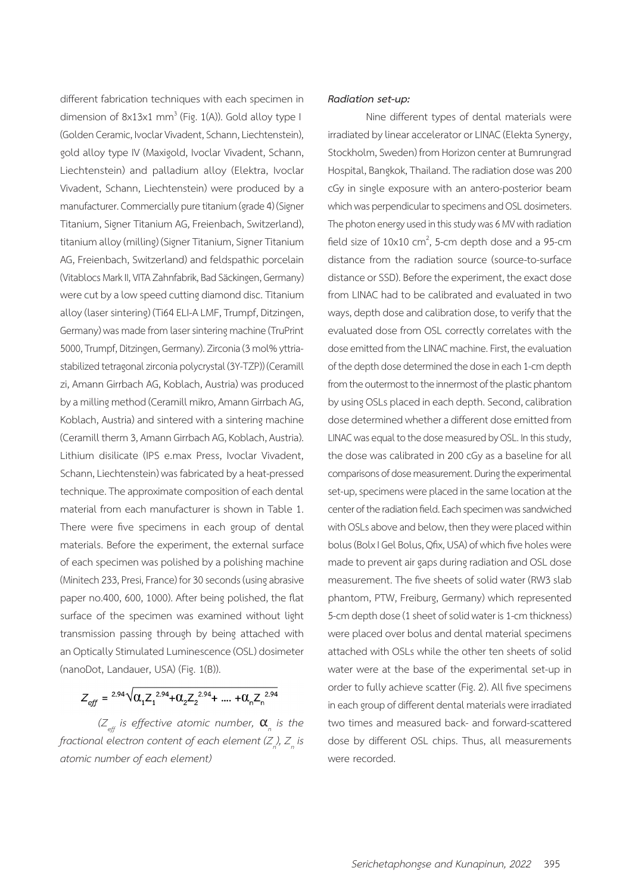different fabrication techniques with each specimen in dimension of 8x13x1 $mm^3$ (Fig. 1(A)). Gold alloy type I (Golden Ceramic, Ivoclar Vivadent, Schann, Liechtenstein), gold alloy type IV (Maxigold, Ivoclar Vivadent, Schann, Liechtenstein) and palladium alloy (Elektra, Ivoclar Vivadent, Schann, Liechtenstein) were produced by a manufacturer. Commercially pure titanium (grade 4) (Signer Titanium, Signer Titanium AG, Freienbach, Switzerland), titanium alloy (milling) (Signer Titanium, Signer Titanium AG, Freienbach, Switzerland) and feldspathic porcelain (Vitablocs Mark II, VITA Zahnfabrik, Bad Säckingen, Germany) were cut by a low speed cutting diamond disc. Titanium alloy (laser sintering) (Ti64 ELI-A LMF, Trumpf, Ditzingen, Germany) was made from laser sintering machine (TruPrint 5000, Trumpf, Ditzingen, Germany). Zirconia (3 mol% yttria-stabilized tetragonal zirconia polycrystal (3Y-TZP)) (Ceramill zi, Amann Girrbach AG, Koblach, Austria) was produced by a milling method (Ceramill mikro, Amann Girrbach AG, Koblach, Austria) and sintered with a sintering machine (Ceramill therm 3, Amann Girrbach AG, Koblach, Austria). Lithium disilicate (IPS e.max Press, Ivoclar Vivadent, Schann, Liechtenstein) was fabricated by a heat-pressed technique. The approximate composition of each dental material from each manufacturer is shown in Table 1. There were five specimens in each group of dental materials. Before the experiment, the external surface of each specimen was polished by a polishing machine (Minitech 233, Presi, France) for 30 seconds (using abrasive paper no.400, 600, 1000). After being polished, the flat surface of the specimen was examined without light transmission passing through by being attached with an Optically Stimulated Luminescence (OSL) dosimeter (nanoDot, Landauer, USA) (Fig. 1(B)).

$$Z_{eff} = \sqrt[2.94]{\alpha_1 Z_1^{2.94} + \alpha_2 Z_2^{2.94} + \dots + \alpha_n Z_n^{2.94}}$$

*($Z_{eff}$ is effective atomic number, $\alpha_n$ is the fractional electron content of each element ($Z_n$), $Z_n$ is atomic number of each element)*

***Radiation set-up:***

Nine different types of dental materials were irradiated by linear accelerator or LINAC (Elekta Synergy, Stockholm, Sweden) from Horizon center at Bumrungrad Hospital, Bangkok, Thailand. The radiation dose was 200 cGy in single exposure with an antero-posterior beam which was perpendicular to specimens and OSL dosimeters. The photon energy used in this study was 6 MV with radiation field size of 10x10 $cm^2$, 5-cm depth dose and a 95-cm distance from the radiation source (source-to-surface distance or SSD). Before the experiment, the exact dose from LINAC had to be calibrated and evaluated in two ways, depth dose and calibration dose, to verify that the evaluated dose from OSL correctly correlates with the dose emitted from the LINAC machine. First, the evaluation of the depth dose determined the dose in each 1-cm depth from the outermost to the innermost of the plastic phantom by using OSLs placed in each depth. Second, calibration dose determined whether a different dose emitted from LINAC was equal to the dose measured by OSL. In this study, the dose was calibrated in 200 cGy as a baseline for all comparisons of dose measurement. During the experimental set-up, specimens were placed in the same location at the center of the radiation field. Each specimen was sandwiched with OSLs above and below, then they were placed within bolus (Bolx I Gel Bolus, Qfix, USA) of which five holes were made to prevent air gaps during radiation and OSL dose measurement. The five sheets of solid water (RW3 slab phantom, PTW, Freiburg, Germany) which represented 5-cm depth dose (1 sheet of solid water is 1-cm thickness) were placed over bolus and dental material specimens attached with OSLs while the other ten sheets of solid water were at the base of the experimental set-up in order to fully achieve scatter (Fig. 2). All five specimens in each group of different dental materials were irradiated two times and measured back- and forward-scattered dose by different OSL chips. Thus, all measurements were recorded.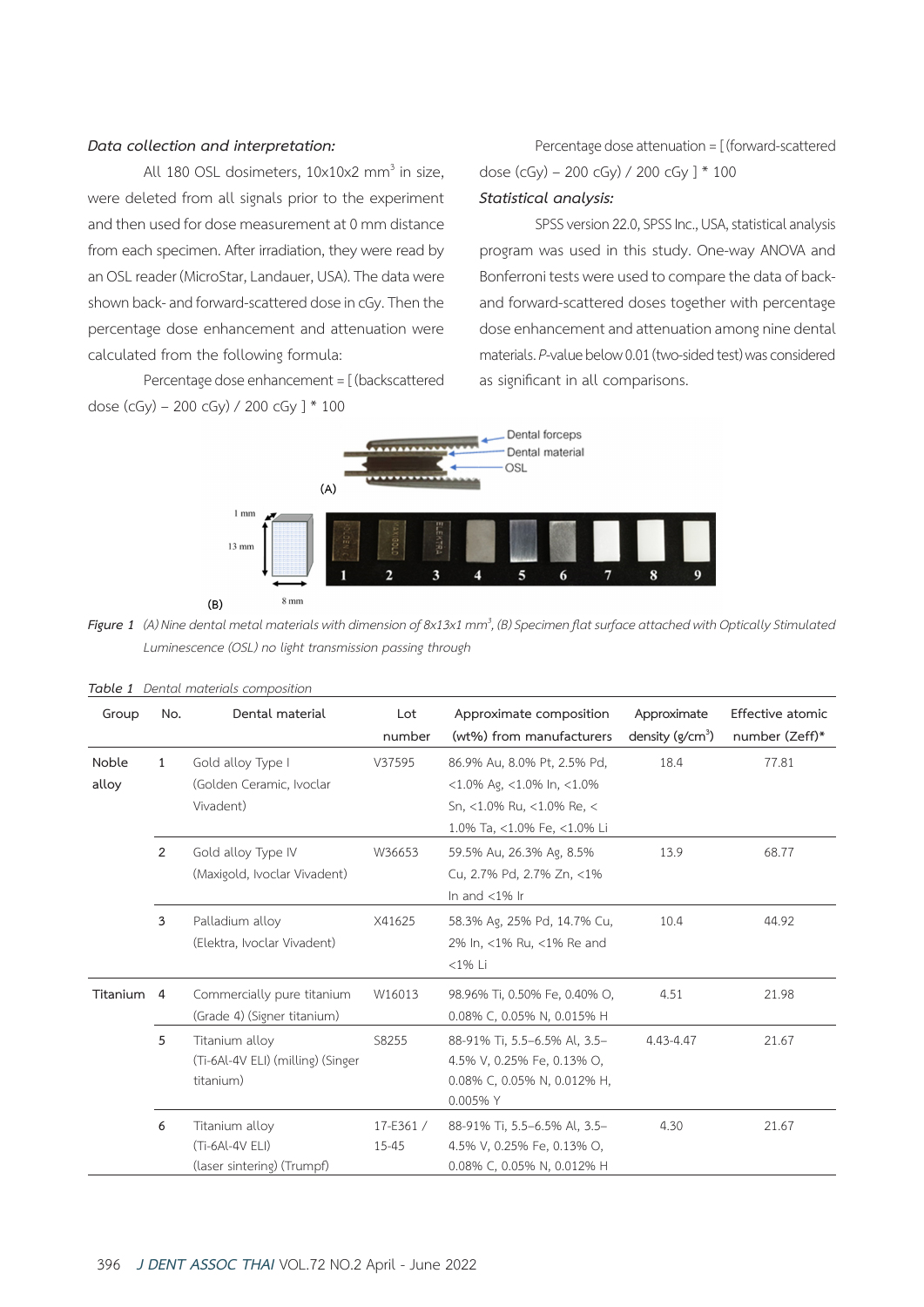*Data collection and interpretation:*

All 180 OSL dosimeters, 10x10x2 $mm^3$ in size, were deleted from all signals prior to the experiment and then used for dose measurement at 0 mm distance from each specimen. After irradiation, they were read by an OSL reader (MicroStar, Landauer, USA). The data were shown back- and forward-scattered dose in cGy. Then the percentage dose enhancement and attenuation were calculated from the following formula:

Percentage dose enhancement = [ (backscattered dose (cGy) – 200 cGy) / 200 cGy ] * 100

Percentage dose attenuation = [ (forward-scattered dose (cGy) – 200 cGy) / 200 cGy ] * 100

*Statistical analysis:*

SPSS version 22.0, SPSS Inc., USA, statistical analysis program was used in this study. One-way ANOVA and Bonferroni tests were used to compare the data of back- and forward-scattered doses together with percentage dose enhancement and attenuation among nine dental materials. *P*-value below 0.01 (two-sided test) was considered as significant in all comparisons.

***Figure 1*** *(A) Nine dental metal materials with dimension of 8x13x1 $mm^3$, (B) Specimen flat surface attached with Optically Stimulated Luminescence (OSL) no light transmission passing through*

***Table 1*** *Dental materials composition*

| Group | No. | Dental material | Lot number | Approximate composition (wt%) from manufacturers | Approximate density ($g/cm^3$) | Effective atomic number (Zeff)* |
|---|---|---|---|---|---|---|
| Noble alloy | 1 | Gold alloy Type I (Golden Ceramic, Ivoclar Vivadent) | V37595 | 86.9% Au, 8.0% Pt, 2.5% Pd, <1.0% Ag, <1.0% In, <1.0% Sn, <1.0% Ru, <1.0% Re, < 1.0% Ta, <1.0% Fe, <1.0% Li | 18.4 | 77.81 |
| | 2 | Gold alloy Type IV (Maxigold, Ivoclar Vivadent) | W36653 | 59.5% Au, 26.3% Ag, 8.5% Cu, 2.7% Pd, 2.7% Zn, <1% In and <1% Ir | 13.9 | 68.77 |
| | 3 | Palladium alloy (Elektra, Ivoclar Vivadent) | X41625 | 58.3% Ag, 25% Pd, 14.7% Cu, 2% In, <1% Ru, <1% Re and <1% Li | 10.4 | 44.92 |
| Titanium | 4 | Commercially pure titanium (Grade 4) (Signer titanium) | W16013 | 98.96% Ti, 0.50% Fe, 0.40% O, 0.08% C, 0.05% N, 0.015% H | 4.51 | 21.98 |
| | 5 | Titanium alloy (Ti-6Al-4V ELI) (milling) (Singer titanium) | S8255 | 88-91% Ti, 5.5–6.5% Al, 3.5–4.5% V, 0.25% Fe, 0.13% O, 0.08% C, 0.05% N, 0.012% H, 0.005% Y | 4.43-4.47 | 21.67 |
| | 6 | Titanium alloy (Ti-6Al-4V ELI) (laser sintering) (Trumpf) | 17-E361 / 15-45 | 88-91% Ti, 5.5–6.5% Al, 3.5–4.5% V, 0.25% Fe, 0.13% O, 0.08% C, 0.05% N, 0.012% H | 4.30 | 21.67 |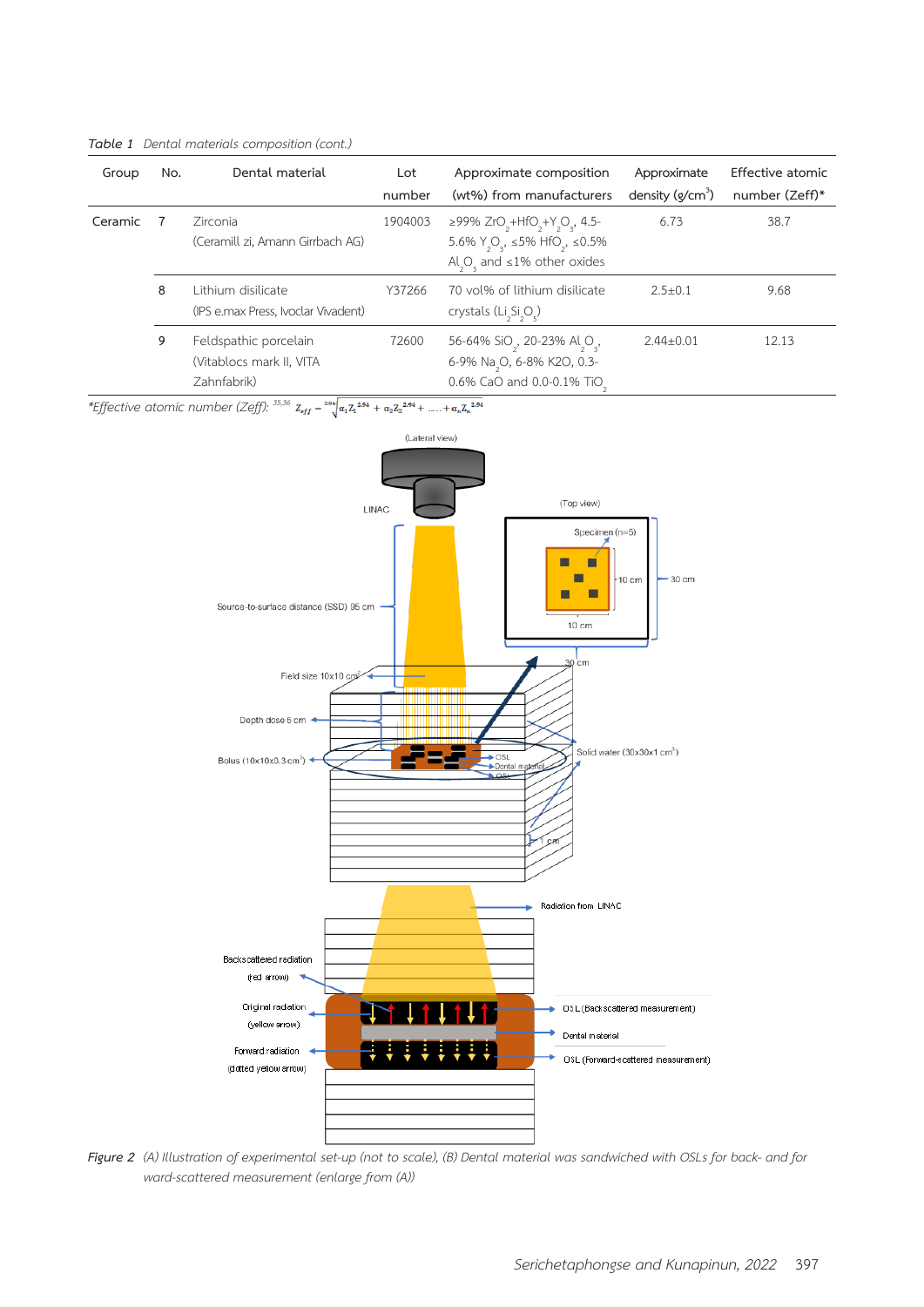*Table 1* Dental materials composition (cont.)

| Group | No. | Dental material | Lot number | Approximate composition (wt%) from manufacturers | Approximate density (g/cm$^3$) | Effective atomic number (Zeff)* |
|---|---|---|---|---|---|---|
| Ceramic | 7 | Zirconia (Ceramill zi, Amann Girrbach AG) | 1904003 | ≥99% $ZrO_2$+$HfO_2$+$Y_2O_3$, 4.5-5.6% $Y_2O_3$, ≤5% $HfO_2$, ≤0.5% $Al_2O_3$ and ≤1% other oxides | 6.73 | 38.7 |
| | 8 | Lithium disilicate (IPS e.max Press, Ivoclar Vivadent) | Y37266 | 70 vol% of lithium disilicate crystals ($Li_2Si_2O_5$) | 2.5±0.1 | 9.68 |
| | 9 | Feldspathic porcelain (Vitablocs mark II, VITA Zahnfabrik) | 72600 | 56-64% $SiO_2$, 20-23% $Al_2O_3$, 6-9% $Na_2O$, 6-8% K2O, 0.3-0.6% CaO and 0.0-0.1% $TiO_2$ | 2.44±0.01 | 12.13 |

*Effective atomic number (Zeff): [35,36] $Z_{eff} = \sqrt[2.94]{\alpha_1 Z_1^{2.94} + \alpha_2 Z_2^{2.94} + \ldots + \alpha_n Z_n^{2.94}}$

*Figure 2* (A) Illustration of experimental set-up (not to scale), (B) Dental material was sandwiched with OSLs for back- and forward-scattered measurement (enlarge from (A))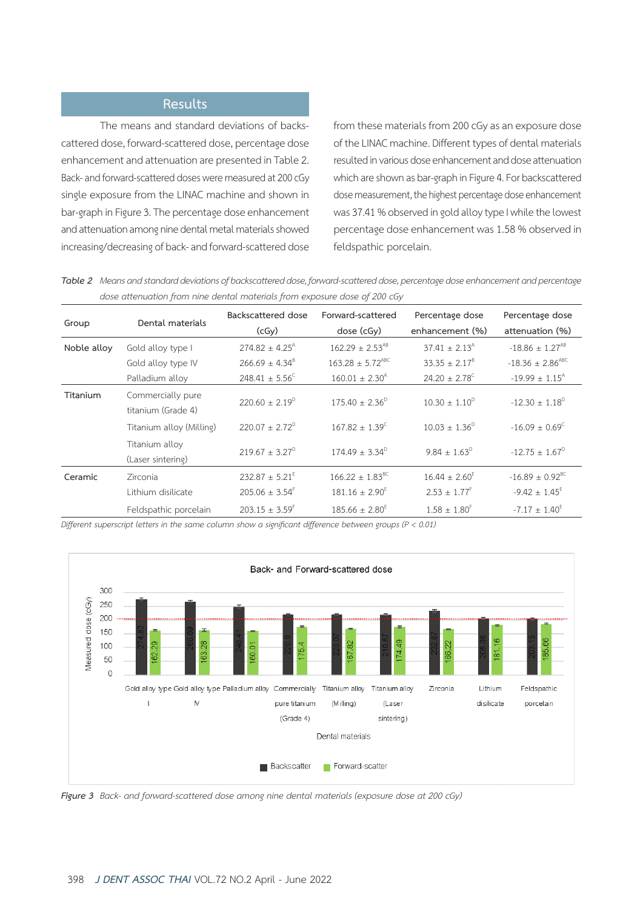## Results

The means and standard deviations of backscattered dose, forward-scattered dose, percentage dose enhancement and attenuation are presented in Table 2. Back- and forward-scattered doses were measured at 200 cGy single exposure from the LINAC machine and shown in bar-graph in Figure 3. The percentage dose enhancement and attenuation among nine dental metal materials showed increasing/decreasing of back- and forward-scattered dose from these materials from 200 cGy as an exposure dose of the LINAC machine. Different types of dental materials resulted in various dose enhancement and dose attenuation which are shown as bar-graph in Figure 4. For backscattered dose measurement, the highest percentage dose enhancement was 37.41 % observed in gold alloy type I while the lowest percentage dose enhancement was 1.58 % observed in feldspathic porcelain.

*Table 2 Means and standard deviations of backscattered dose, forward-scattered dose, percentage dose enhancement and percentage dose attenuation from nine dental materials from exposure dose of 200 cGy*

| Group | Dental materials | Backscattered dose (cGy) | Forward-scattered dose (cGy) | Percentage dose enhancement (%) | Percentage dose attenuation (%) |
|---|---|---|---|---|---|
| Noble alloy | Gold alloy type I | $274.82 \pm 4.25^{A}$ | $162.29 \pm 2.53^{AB}$ | $37.41 \pm 2.13^{A}$ | $-18.86 \pm 1.27^{AB}$ |
| | Gold alloy type IV | $266.69 \pm 4.34^{B}$ | $163.28 \pm 5.72^{ABC}$ | $33.35 \pm 2.17^{B}$ | $-18.36 \pm 2.86^{ABC}$ |
| | Palladium alloy | $248.41 \pm 5.56^{C}$ | $160.01 \pm 2.30^{A}$ | $24.20 \pm 2.78^{C}$ | $-19.99 \pm 1.15^{A}$ |
| Titanium | Commercially pure titanium (Grade 4) | $220.60 \pm 2.19^{D}$ | $175.40 \pm 2.36^{D}$ | $10.30 \pm 1.10^{D}$ | $-12.30 \pm 1.18^{D}$ |
| | Titanium alloy (Milling) | $220.07 \pm 2.72^{D}$ | $167.82 \pm 1.39^{C}$ | $10.03 \pm 1.36^{D}$ | $-16.09 \pm 0.69^{C}$ |
| | Titanium alloy (Laser sintering) | $219.67 \pm 3.27^{D}$ | $174.49 \pm 3.34^{D}$ | $9.84 \pm 1.63^{D}$ | $-12.75 \pm 1.67^{D}$ |
| Ceramic | Zirconia | $232.87 \pm 5.21^{E}$ | $166.22 \pm 1.83^{BC}$ | $16.44 \pm 2.60^{E}$ | $-16.89 \pm 0.92^{BC}$ |
| | Lithium disilicate | $205.06 \pm 3.54^{F}$ | $181.16 \pm 2.90^{E}$ | $2.53 \pm 1.77^{F}$ | $-9.42 \pm 1.45^{E}$ |
| | Feldspathic porcelain | $203.15 \pm 3.59^{F}$ | $185.66 \pm 2.80^{E}$ | $1.58 \pm 1.80^{F}$ | $-7.17 \pm 1.40^{E}$ |

*Different superscript letters in the same column show a significant difference between groups ($P < 0.01$)*

*Figure 3 Back- and forward-scattered dose among nine dental materials (exposure dose at 200 cGy)*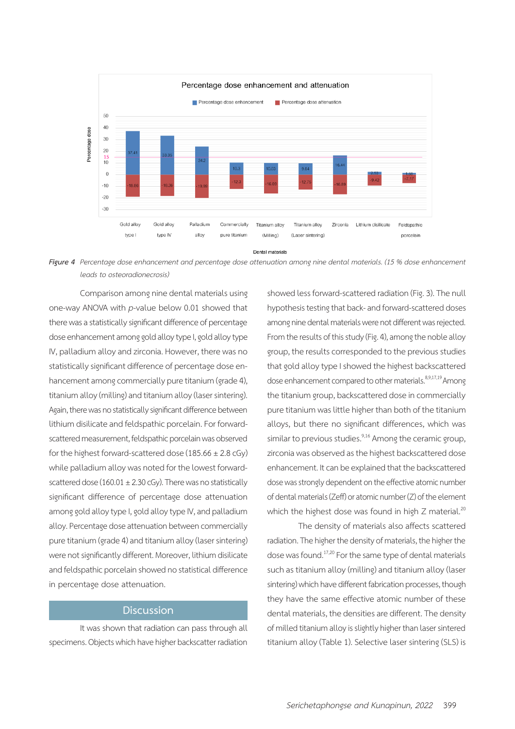*Figure 4* *Percentage dose enhancement and percentage dose attenuation among nine dental materials. (15 % dose enhancement leads to osteoradionecrosis)*

Comparison among nine dental materials using one-way ANOVA with *p*-value below 0.01 showed that there was a statistically significant difference of percentage dose enhancement among gold alloy type I, gold alloy type IV, palladium alloy and zirconia. However, there was no statistically significant difference of percentage dose enhancement among commercially pure titanium (grade 4), titanium alloy (milling) and titanium alloy (laser sintering). Again, there was no statistically significant difference between lithium disilicate and feldspathic porcelain. For forward-scattered measurement, feldspathic porcelain was observed for the highest forward-scattered dose (185.66 ± 2.8 cGy) while palladium alloy was noted for the lowest forward-scattered dose (160.01 ± 2.30 cGy). There was no statistically significant difference of percentage dose attenuation among gold alloy type I, gold alloy type IV, and palladium alloy. Percentage dose attenuation between commercially pure titanium (grade 4) and titanium alloy (laser sintering) were not significantly different. Moreover, lithium disilicate and feldspathic porcelain showed no statistical difference in percentage dose attenuation.

## Discussion

It was shown that radiation can pass through all specimens. Objects which have higher backscatter radiation showed less forward-scattered radiation (Fig. 3). The null hypothesis testing that back- and forward-scattered doses among nine dental materials were not different was rejected. From the results of this study (Fig. 4), among the noble alloy group, the results corresponded to the previous studies that gold alloy type I showed the highest backscattered dose enhancement compared to other materials.[8,9,17,19] Among the titanium group, backscattered dose in commercially pure titanium was little higher than both of the titanium alloys, but there no significant differences, which was similar to previous studies.[9,16] Among the ceramic group, zirconia was observed as the highest backscattered dose enhancement. It can be explained that the backscattered dose was strongly dependent on the effective atomic number of dental materials (Zeff) or atomic number (Z) of the element which the highest dose was found in high Z material.[20]

The density of materials also affects scattered radiation. The higher the density of materials, the higher the dose was found.[17,20] For the same type of dental materials such as titanium alloy (milling) and titanium alloy (laser sintering) which have different fabrication processes, though they have the same effective atomic number of these dental materials, the densities are different. The density of milled titanium alloy is slightly higher than laser sintered titanium alloy (Table 1). Selective laser sintering (SLS) is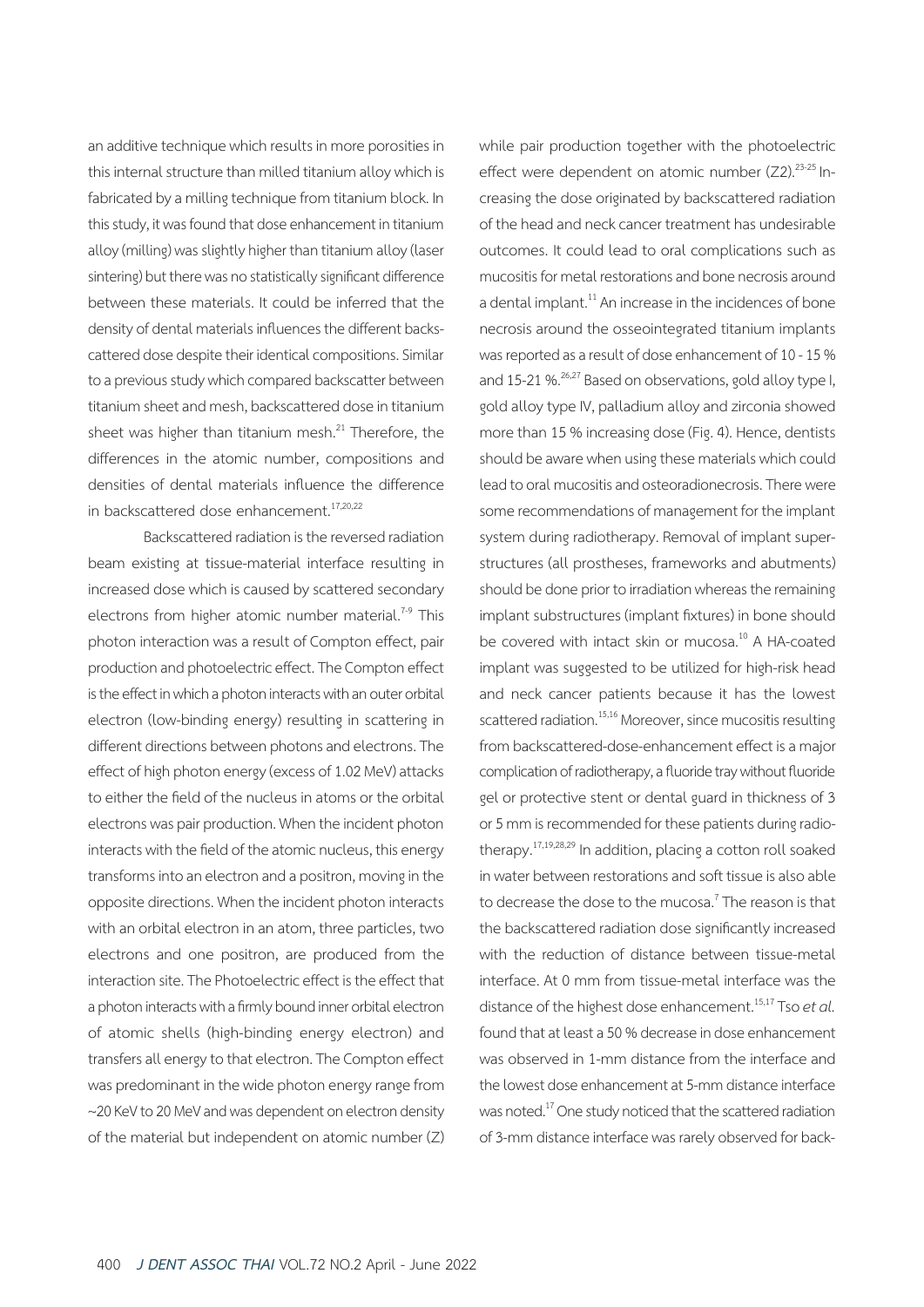an additive technique which results in more porosities in this internal structure than milled titanium alloy which is fabricated by a milling technique from titanium block. In this study, it was found that dose enhancement in titanium alloy (milling) was slightly higher than titanium alloy (laser sintering) but there was no statistically significant difference between these materials. It could be inferred that the density of dental materials influences the different backscattered dose despite their identical compositions. Similar to a previous study which compared backscatter between titanium sheet and mesh, backscattered dose in titanium sheet was higher than titanium mesh.[21] Therefore, the differences in the atomic number, compositions and densities of dental materials influence the difference in backscattered dose enhancement.[17,20,22]

Backscattered radiation is the reversed radiation beam existing at tissue-material interface resulting in increased dose which is caused by scattered secondary electrons from higher atomic number material.[7-9] This photon interaction was a result of Compton effect, pair production and photoelectric effect. The Compton effect is the effect in which a photon interacts with an outer orbital electron (low-binding energy) resulting in scattering in different directions between photons and electrons. The effect of high photon energy (excess of 1.02 MeV) attacks to either the field of the nucleus in atoms or the orbital electrons was pair production. When the incident photon interacts with the field of the atomic nucleus, this energy transforms into an electron and a positron, moving in the opposite directions. When the incident photon interacts with an orbital electron in an atom, three particles, two electrons and one positron, are produced from the interaction site. The Photoelectric effect is the effect that a photon interacts with a firmly bound inner orbital electron of atomic shells (high-binding energy electron) and transfers all energy to that electron. The Compton effect was predominant in the wide photon energy range from ~20 KeV to 20 MeV and was dependent on electron density of the material but independent on atomic number (Z) while pair production together with the photoelectric effect were dependent on atomic number ($Z^2$).[23-25] Increasing the dose originated by backscattered radiation of the head and neck cancer treatment has undesirable outcomes. It could lead to oral complications such as mucositis for metal restorations and bone necrosis around a dental implant.[11] An increase in the incidences of bone necrosis around the osseointegrated titanium implants was reported as a result of dose enhancement of 10 - 15 % and 15-21 %.[26,27] Based on observations, gold alloy type I, gold alloy type IV, palladium alloy and zirconia showed more than 15 % increasing dose (Fig. 4). Hence, dentists should be aware when using these materials which could lead to oral mucositis and osteoradionecrosis. There were some recommendations of management for the implant system during radiotherapy. Removal of implant superstructures (all prostheses, frameworks and abutments) should be done prior to irradiation whereas the remaining implant substructures (implant fixtures) in bone should be covered with intact skin or mucosa.[10] A HA-coated implant was suggested to be utilized for high-risk head and neck cancer patients because it has the lowest scattered radiation.[15,16] Moreover, since mucositis resulting from backscattered-dose-enhancement effect is a major complication of radiotherapy, a fluoride tray without fluoride gel or protective stent or dental guard in thickness of 3 or 5 mm is recommended for these patients during radiotherapy.[17,19,28,29] In addition, placing a cotton roll soaked in water between restorations and soft tissue is also able to decrease the dose to the mucosa.[7] The reason is that the backscattered radiation dose significantly increased with the reduction of distance between tissue-metal interface. At 0 mm from tissue-metal interface was the distance of the highest dose enhancement.[15,17] Tso *et al.* found that at least a 50 % decrease in dose enhancement was observed in 1-mm distance from the interface and the lowest dose enhancement at 5-mm distance interface was noted.[17] One study noticed that the scattered radiation of 3-mm distance interface was rarely observed for back-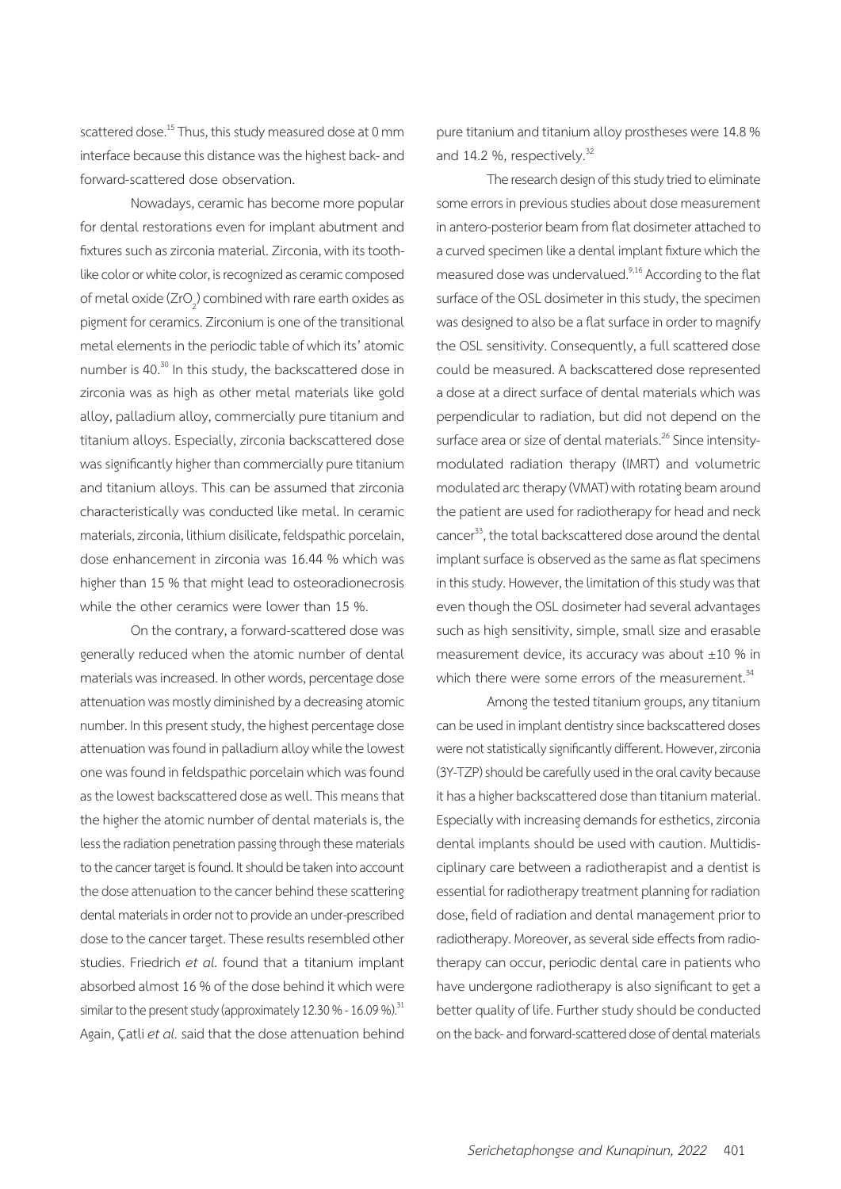scattered dose.[15] Thus, this study measured dose at 0 mm interface because this distance was the highest back- and forward-scattered dose observation.

Nowadays, ceramic has become more popular for dental restorations even for implant abutment and fixtures such as zirconia material. Zirconia, with its tooth-like color or white color, is recognized as ceramic composed of metal oxide ($ZrO_2$) combined with rare earth oxides as pigment for ceramics. Zirconium is one of the transitional metal elements in the periodic table of which its' atomic number is 40.[30] In this study, the backscattered dose in zirconia was as high as other metal materials like gold alloy, palladium alloy, commercially pure titanium and titanium alloys. Especially, zirconia backscattered dose was significantly higher than commercially pure titanium and titanium alloys. This can be assumed that zirconia characteristically was conducted like metal. In ceramic materials, zirconia, lithium disilicate, feldspathic porcelain, dose enhancement in zirconia was 16.44 % which was higher than 15 % that might lead to osteoradionecrosis while the other ceramics were lower than 15 %.

On the contrary, a forward-scattered dose was generally reduced when the atomic number of dental materials was increased. In other words, percentage dose attenuation was mostly diminished by a decreasing atomic number. In this present study, the highest percentage dose attenuation was found in palladium alloy while the lowest one was found in feldspathic porcelain which was found as the lowest backscattered dose as well. This means that the higher the atomic number of dental materials is, the less the radiation penetration passing through these materials to the cancer target is found. It should be taken into account the dose attenuation to the cancer behind these scattering dental materials in order not to provide an under-prescribed dose to the cancer target. These results resembled other studies. Friedrich *et al.* found that a titanium implant absorbed almost 16 % of the dose behind it which were similar to the present study (approximately 12.30 % - 16.09 %).[31] Again, Çatli *et al.* said that the dose attenuation behind pure titanium and titanium alloy prostheses were 14.8 % and 14.2 %, respectively.[32]

The research design of this study tried to eliminate some errors in previous studies about dose measurement in antero-posterior beam from flat dosimeter attached to a curved specimen like a dental implant fixture which the measured dose was undervalued.[9,16] According to the flat surface of the OSL dosimeter in this study, the specimen was designed to also be a flat surface in order to magnify the OSL sensitivity. Consequently, a full scattered dose could be measured. A backscattered dose represented a dose at a direct surface of dental materials which was perpendicular to radiation, but did not depend on the surface area or size of dental materials.[26] Since intensity-modulated radiation therapy (IMRT) and volumetric modulated arc therapy (VMAT) with rotating beam around the patient are used for radiotherapy for head and neck cancer[33], the total backscattered dose around the dental implant surface is observed as the same as flat specimens in this study. However, the limitation of this study was that even though the OSL dosimeter had several advantages such as high sensitivity, simple, small size and erasable measurement device, its accuracy was about ±10 % in which there were some errors of the measurement.[34]

Among the tested titanium groups, any titanium can be used in implant dentistry since backscattered doses were not statistically significantly different. However, zirconia (3Y-TZP) should be carefully used in the oral cavity because it has a higher backscattered dose than titanium material. Especially with increasing demands for esthetics, zirconia dental implants should be used with caution. Multidisciplinary care between a radiotherapist and a dentist is essential for radiotherapy treatment planning for radiation dose, field of radiation and dental management prior to radiotherapy. Moreover, as several side effects from radiotherapy can occur, periodic dental care in patients who have undergone radiotherapy is also significant to get a better quality of life. Further study should be conducted on the back- and forward-scattered dose of dental materials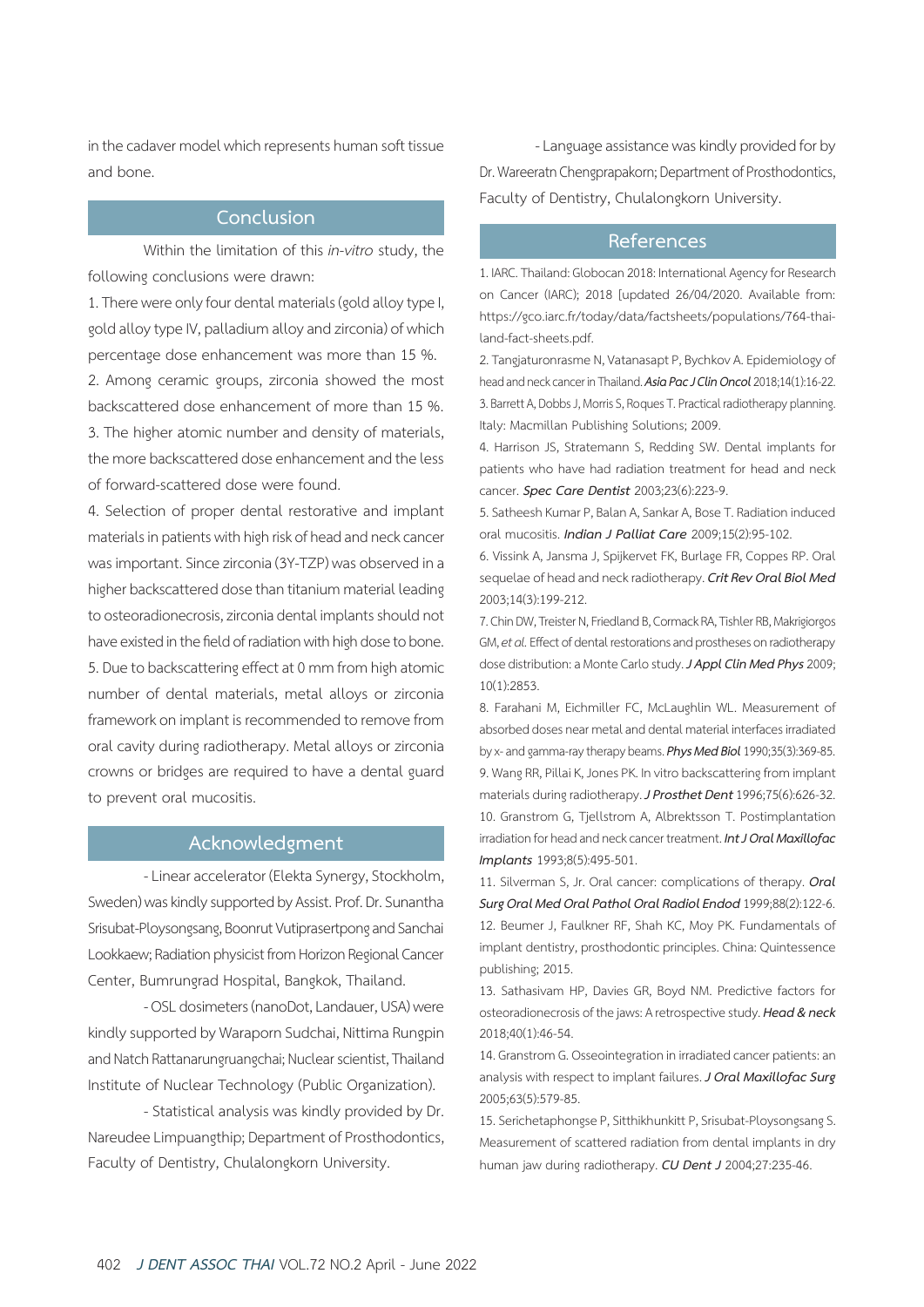in the cadaver model which represents human soft tissue and bone.

## Conclusion

Within the limitation of this *in-vitro* study, the following conclusions were drawn:

1. There were only four dental materials (gold alloy type I, gold alloy type IV, palladium alloy and zirconia) of which percentage dose enhancement was more than 15 %.
2. Among ceramic groups, zirconia showed the most backscattered dose enhancement of more than 15 %.
3. The higher atomic number and density of materials, the more backscattered dose enhancement and the less of forward-scattered dose were found.
4. Selection of proper dental restorative and implant materials in patients with high risk of head and neck cancer was important. Since zirconia (3Y-TZP) was observed in a higher backscattered dose than titanium material leading to osteoradionecrosis, zirconia dental implants should not have existed in the field of radiation with high dose to bone.
5. Due to backscattering effect at 0 mm from high atomic number of dental materials, metal alloys or zirconia framework on implant is recommended to remove from oral cavity during radiotherapy. Metal alloys or zirconia crowns or bridges are required to have a dental guard to prevent oral mucositis.

## Acknowledgment

- Linear accelerator (Elekta Synergy, Stockholm, Sweden) was kindly supported by Assist. Prof. Dr. Sunantha Srisubat-Ploysongsang, Boonrut Vutiprasertpong and Sanchai Lookkaew; Radiation physicist from Horizon Regional Cancer Center, Bumrungrad Hospital, Bangkok, Thailand.

- OSL dosimeters (nanoDot, Landauer, USA) were kindly supported by Waraporn Sudchai, Nittima Rungpin and Natch Rattanarungruangchai; Nuclear scientist, Thailand Institute of Nuclear Technology (Public Organization).

- Statistical analysis was kindly provided by Dr. Nareudee Limpuangthip; Department of Prosthodontics, Faculty of Dentistry, Chulalongkorn University.

- Language assistance was kindly provided for by Dr. Wareeratn Chengprapakorn; Department of Prosthodontics, Faculty of Dentistry, Chulalongkorn University.

## References

1. IARC. Thailand: Globocan 2018: International Agency for Research on Cancer (IARC); 2018 [updated 26/04/2020. Available from: https://gco.iarc.fr/today/data/factsheets/populations/764-thailand-fact-sheets.pdf.
2. Tangjaturonrasme N, Vatanasapt P, Bychkov A. Epidemiology of head and neck cancer in Thailand. ***Asia Pac J Clin Oncol*** 2018;14(1):16-22.
3. Barrett A, Dobbs J, Morris S, Roques T. Practical radiotherapy planning. Italy: Macmillan Publishing Solutions; 2009.
4. Harrison JS, Stratemann S, Redding SW. Dental implants for patients who have had radiation treatment for head and neck cancer. ***Spec Care Dentist*** 2003;23(6):223-9.
5. Satheesh Kumar P, Balan A, Sankar A, Bose T. Radiation induced oral mucositis. ***Indian J Palliat Care*** 2009;15(2):95-102.
6. Vissink A, Jansma J, Spijkervet FK, Burlage FR, Coppes RP. Oral sequelae of head and neck radiotherapy. ***Crit Rev Oral Biol Med*** 2003;14(3):199-212.
7. Chin DW, Treister N, Friedland B, Cormack RA, Tishler RB, Makrigiorgos GM, *et al.* Effect of dental restorations and prostheses on radiotherapy dose distribution: a Monte Carlo study. ***J Appl Clin Med Phys*** 2009; 10(1):2853.
8. Farahani M, Eichmiller FC, McLaughlin WL. Measurement of absorbed doses near metal and dental material interfaces irradiated by x- and gamma-ray therapy beams. ***Phys Med Biol*** 1990;35(3):369-85.
9. Wang RR, Pillai K, Jones PK. In vitro backscattering from implant materials during radiotherapy. ***J Prosthet Dent*** 1996;75(6):626-32.
10. Granstrom G, Tjellstrom A, Albrektsson T. Postimplantation irradiation for head and neck cancer treatment. ***Int J Oral Maxillofac Implants*** 1993;8(5):495-501.
11. Silverman S, Jr. Oral cancer: complications of therapy. ***Oral Surg Oral Med Oral Pathol Oral Radiol Endod*** 1999;88(2):122-6.
12. Beumer J, Faulkner RF, Shah KC, Moy PK. Fundamentals of implant dentistry, prosthodontic principles. China: Quintessence publishing; 2015.
13. Sathasivam HP, Davies GR, Boyd NM. Predictive factors for osteoradionecrosis of the jaws: A retrospective study. ***Head & neck*** 2018;40(1):46-54.
14. Granstrom G. Osseointegration in irradiated cancer patients: an analysis with respect to implant failures. ***J Oral Maxillofac Surg*** 2005;63(5):579-85.
15. Serichetaphongse P, Sitthikhunkitt P, Srisubat-Ploysongsang S. Measurement of scattered radiation from dental implants in dry human jaw during radiotherapy. ***CU Dent J*** 2004;27:235-46.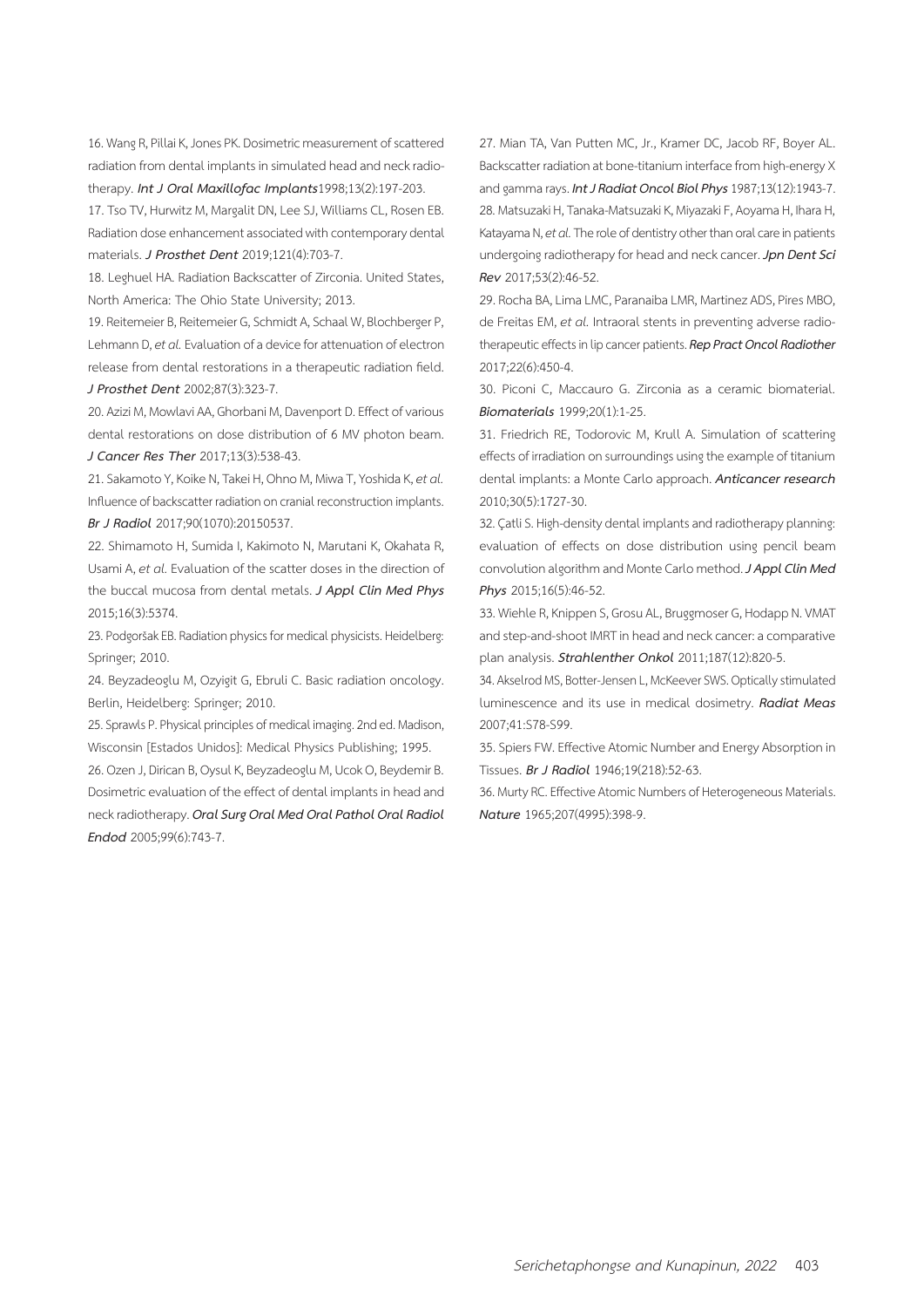16. Wang R, Pillai K, Jones PK. Dosimetric measurement of scattered radiation from dental implants in simulated head and neck radiotherapy. ***Int J Oral Maxillofac Implants*** 1998;13(2):197-203.

17. Tso TV, Hurwitz M, Margalit DN, Lee SJ, Williams CL, Rosen EB. Radiation dose enhancement associated with contemporary dental materials. ***J Prosthet Dent*** 2019;121(4):703-7.

18. Leghuel HA. Radiation Backscatter of Zirconia. United States, North America: The Ohio State University; 2013.

19. Reitemeier B, Reitemeier G, Schmidt A, Schaal W, Blochberger P, Lehmann D, *et al.* Evaluation of a device for attenuation of electron release from dental restorations in a therapeutic radiation field. ***J Prosthet Dent*** 2002;87(3):323-7.

20. Azizi M, Mowlavi AA, Ghorbani M, Davenport D. Effect of various dental restorations on dose distribution of 6 MV photon beam. ***J Cancer Res Ther*** 2017;13(3):538-43.

21. Sakamoto Y, Koike N, Takei H, Ohno M, Miwa T, Yoshida K, *et al.* Influence of backscatter radiation on cranial reconstruction implants. ***Br J Radiol*** 2017;90(1070):20150537.

22. Shimamoto H, Sumida I, Kakimoto N, Marutani K, Okahata R, Usami A, *et al.* Evaluation of the scatter doses in the direction of the buccal mucosa from dental metals. ***J Appl Clin Med Phys*** 2015;16(3):5374.

23. Podgoršak EB. Radiation physics for medical physicists. Heidelberg: Springer; 2010.

24. Beyzadeoglu M, Ozyigit G, Ebruli C. Basic radiation oncology. Berlin, Heidelberg: Springer; 2010.

25. Sprawls P. Physical principles of medical imaging. 2nd ed. Madison, Wisconsin [Estados Unidos]: Medical Physics Publishing; 1995.

26. Ozen J, Dirican B, Oysul K, Beyzadeoglu M, Ucok O, Beydemir B. Dosimetric evaluation of the effect of dental implants in head and neck radiotherapy. ***Oral Surg Oral Med Oral Pathol Oral Radiol Endod*** 2005;99(6):743-7.

27. Mian TA, Van Putten MC, Jr., Kramer DC, Jacob RF, Boyer AL. Backscatter radiation at bone-titanium interface from high-energy X and gamma rays. ***Int J Radiat Oncol Biol Phys*** 1987;13(12):1943-7.

28. Matsuzaki H, Tanaka-Matsuzaki K, Miyazaki F, Aoyama H, Ihara H, Katayama N, *et al.* The role of dentistry other than oral care in patients undergoing radiotherapy for head and neck cancer. ***Jpn Dent Sci Rev*** 2017;53(2):46-52.

29. Rocha BA, Lima LMC, Paranaiba LMR, Martinez ADS, Pires MBO, de Freitas EM, *et al.* Intraoral stents in preventing adverse radiotherapeutic effects in lip cancer patients. ***Rep Pract Oncol Radiother*** 2017;22(6):450-4.

30. Piconi C, Maccauro G. Zirconia as a ceramic biomaterial. ***Biomaterials*** 1999;20(1):1-25.

31. Friedrich RE, Todorovic M, Krull A. Simulation of scattering effects of irradiation on surroundings using the example of titanium dental implants: a Monte Carlo approach. ***Anticancer research*** 2010;30(5):1727-30.

32. Çatli S. High-density dental implants and radiotherapy planning: evaluation of effects on dose distribution using pencil beam convolution algorithm and Monte Carlo method. ***J Appl Clin Med Phys*** 2015;16(5):46-52.

33. Wiehle R, Knippen S, Grosu AL, Bruggmoser G, Hodapp N. VMAT and step-and-shoot IMRT in head and neck cancer: a comparative plan analysis. ***Strahlenther Onkol*** 2011;187(12):820-5.

34. Akselrod MS, Botter-Jensen L, McKeever SWS. Optically stimulated luminescence and its use in medical dosimetry. ***Radiat Meas*** 2007;41:S78-S99.

35. Spiers FW. Effective Atomic Number and Energy Absorption in Tissues. ***Br J Radiol*** 1946;19(218):52-63.

36. Murty RC. Effective Atomic Numbers of Heterogeneous Materials. ***Nature*** 1965;207(4995):398-9.